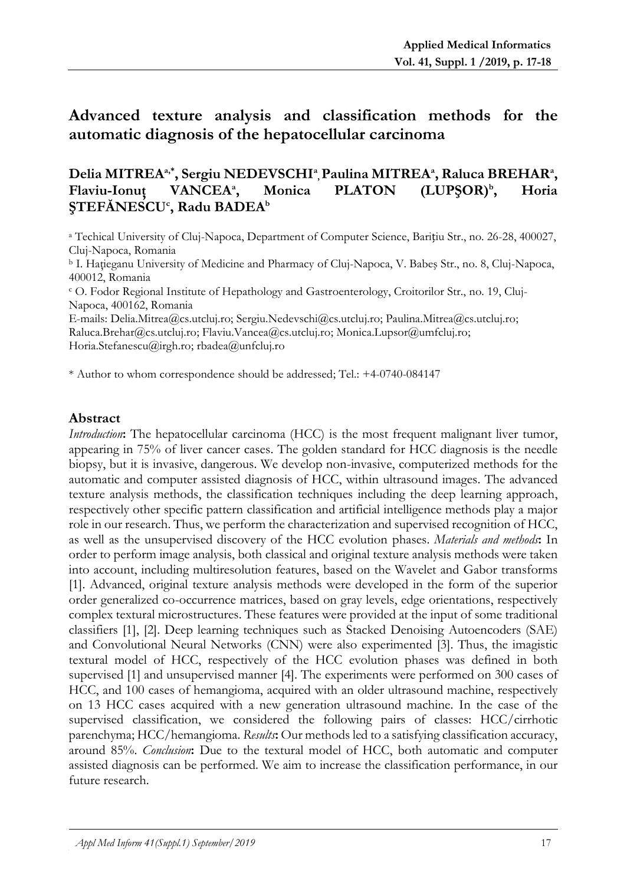# Advanced texture analysis and classification methods for the automatic diagnosis of the hepatocellular carcinoma

**Delia MITREA[a,*], Sergiu NEDEVSCHI[a], Paulina MITREA[a], Raluca BREHAR[a], Flaviu-Ionuţ VANCEA[a], Monica PLATON (LUPŞOR)[b], Horia ŞTEFĂNESCU[c], Radu BADEA[b]**

[a] Techical University of Cluj-Napoca, Department of Computer Science, Bariţiu Str., no. 26-28, 400027, Cluj-Napoca, Romania

[b] I. Haţieganu University of Medicine and Pharmacy of Cluj-Napoca, V. Babeş Str., no. 8, Cluj-Napoca, 400012, Romania

[c] O. Fodor Regional Institute of Hepathology and Gastroenterology, Croitorilor Str., no. 19, Cluj-Napoca, 400162, Romania

E-mails: Delia.Mitrea@cs.utcluj.ro; Sergiu.Nedevschi@cs.utcluj.ro; Paulina.Mitrea@cs.utcluj.ro; Raluca.Brehar@cs.utcluj.ro; Flaviu.Vancea@cs.utcluj.ro; Monica.Lupsor@umfcluj.ro; Horia.Stefanescu@irgh.ro; rbadea@unfcluj.ro

\* Author to whom correspondence should be addressed; Tel.: +4-0740-084147

## Abstract

*Introduction*: The hepatocellular carcinoma (HCC) is the most frequent malignant liver tumor, appearing in 75% of liver cancer cases. The golden standard for HCC diagnosis is the needle biopsy, but it is invasive, dangerous. We develop non-invasive, computerized methods for the automatic and computer assisted diagnosis of HCC, within ultrasound images. The advanced texture analysis methods, the classification techniques including the deep learning approach, respectively other specific pattern classification and artificial intelligence methods play a major role in our research. Thus, we perform the characterization and supervised recognition of HCC, as well as the unsupervised discovery of the HCC evolution phases. *Materials and methods*: In order to perform image analysis, both classical and original texture analysis methods were taken into account, including multiresolution features, based on the Wavelet and Gabor transforms [1]. Advanced, original texture analysis methods were developed in the form of the superior order generalized co-occurrence matrices, based on gray levels, edge orientations, respectively complex textural microstructures. These features were provided at the input of some traditional classifiers [1], [2]. Deep learning techniques such as Stacked Denoising Autoencoders (SAE) and Convolutional Neural Networks (CNN) were also experimented [3]. Thus, the imagistic textural model of HCC, respectively of the HCC evolution phases was defined in both supervised [1] and unsupervised manner [4]. The experiments were performed on 300 cases of HCC, and 100 cases of hemangioma, acquired with an older ultrasound machine, respectively on 13 HCC cases acquired with a new generation ultrasound machine. In the case of the supervised classification, we considered the following pairs of classes: HCC/cirrhotic parenchyma; HCC/hemangioma. *Results*: Our methods led to a satisfying classification accuracy, around 85%. *Conclusion*: Due to the textural model of HCC, both automatic and computer assisted diagnosis can be performed. We aim to increase the classification performance, in our future research.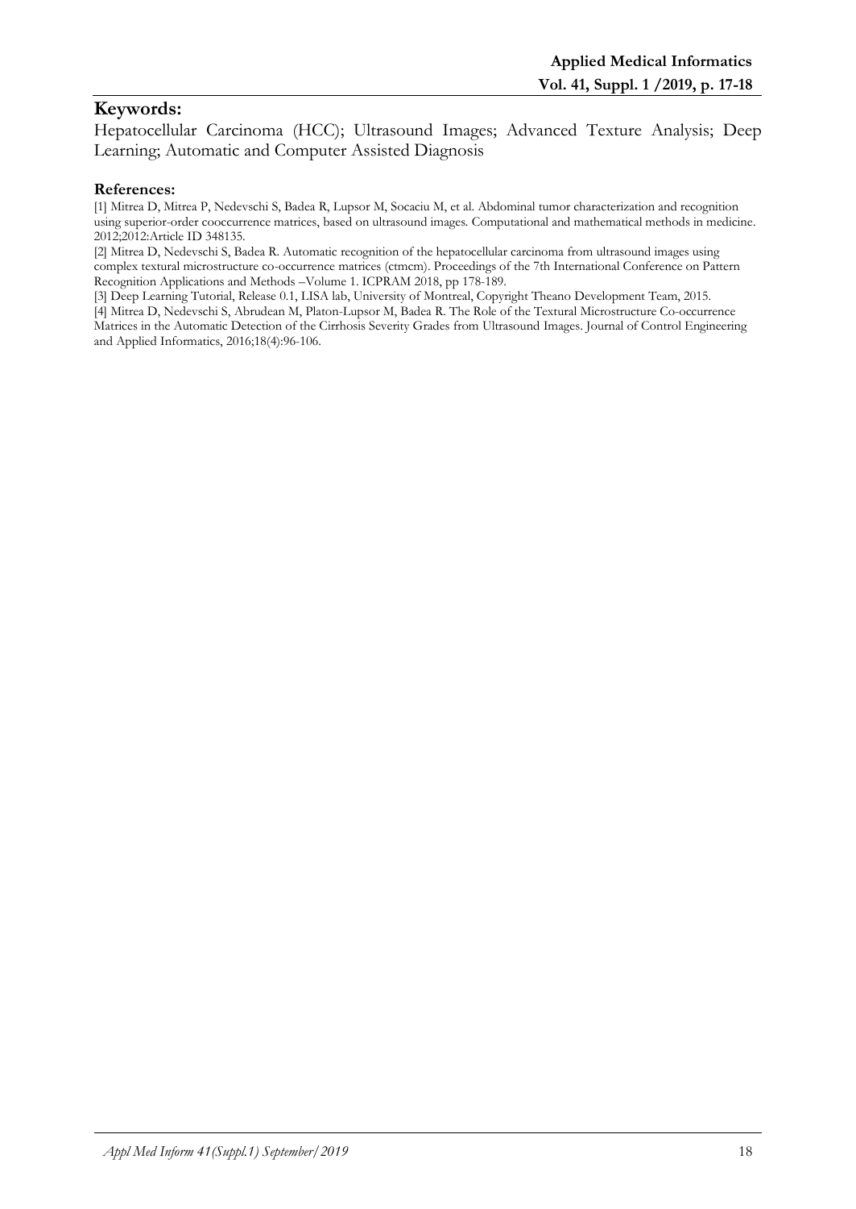## Keywords:

Hepatocellular Carcinoma (HCC); Ultrasound Images; Advanced Texture Analysis; Deep Learning; Automatic and Computer Assisted Diagnosis

### References:

[1] Mitrea D, Mitrea P, Nedevschi S, Badea R, Lupsor M, Socaciu M, et al. Abdominal tumor characterization and recognition using superior-order cooccurrence matrices, based on ultrasound images. Computational and mathematical methods in medicine. 2012;2012:Article ID 348135.

[2] Mitrea D, Nedevschi S, Badea R. Automatic recognition of the hepatocellular carcinoma from ultrasound images using complex textural microstructure co-occurrence matrices (ctmcm). Proceedings of the 7th International Conference on Pattern Recognition Applications and Methods –Volume 1. ICPRAM 2018, pp 178-189.

[3] Deep Learning Tutorial, Release 0.1, LISA lab, University of Montreal, Copyright Theano Development Team, 2015.

[4] Mitrea D, Nedevschi S, Abrudean M, Platon-Lupsor M, Badea R. The Role of the Textural Microstructure Co-occurrence Matrices in the Automatic Detection of the Cirrhosis Severity Grades from Ultrasound Images. Journal of Control Engineering and Applied Informatics, 2016;18(4):96-106.